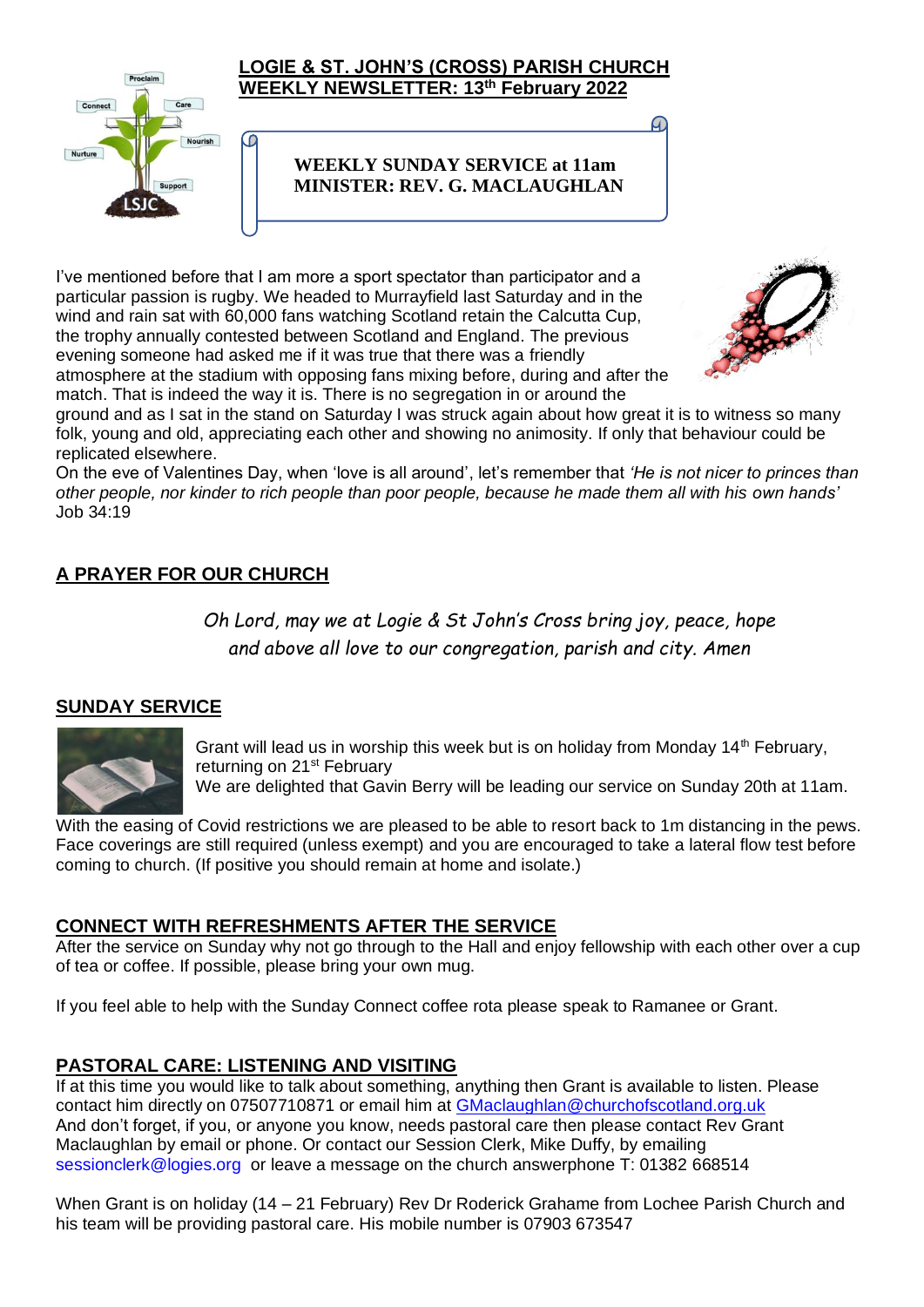# LOGIE & ST. JOHN'S (CROSS) PARISH CHURCH
## WEEKLY NEWSLETTER: 13th February 2022

**WEEKLY SUNDAY SERVICE at 11am**
**MINISTER: REV. G. MACLAUGHLAN**

I've mentioned before that I am more a sport spectator than participator and a particular passion is rugby. We headed to Murrayfield last Saturday and in the wind and rain sat with 60,000 fans watching Scotland retain the Calcutta Cup, the trophy annually contested between Scotland and England. The previous evening someone had asked me if it was true that there was a friendly atmosphere at the stadium with opposing fans mixing before, during and after the match. That is indeed the way it is. There is no segregation in or around the ground and as I sat in the stand on Saturday I was struck again about how great it is to witness so many folk, young and old, appreciating each other and showing no animosity. If only that behaviour could be replicated elsewhere.

On the eve of Valentines Day, when 'love is all around', let's remember that *'He is not nicer to princes than other people, nor kinder to rich people than poor people, because he made them all with his own hands'* Job 34:19

## A PRAYER FOR OUR CHURCH

*Oh Lord, may we at Logie & St John's Cross bring joy, peace, hope and above all love to our congregation, parish and city. Amen*

## SUNDAY SERVICE

Grant will lead us in worship this week but is on holiday from Monday 14th February, returning on 21st February

We are delighted that Gavin Berry will be leading our service on Sunday 20th at 11am.

With the easing of Covid restrictions we are pleased to be able to resort back to 1m distancing in the pews. Face coverings are still required (unless exempt) and you are encouraged to take a lateral flow test before coming to church. (If positive you should remain at home and isolate.)

## CONNECT WITH REFRESHMENTS AFTER THE SERVICE

After the service on Sunday why not go through to the Hall and enjoy fellowship with each other over a cup of tea or coffee. If possible, please bring your own mug.

If you feel able to help with the Sunday Connect coffee rota please speak to Ramanee or Grant.

## PASTORAL CARE: LISTENING AND VISITING

If at this time you would like to talk about something, anything then Grant is available to listen. Please contact him directly on 07507710871 or email him at GMaclaughlan@churchofscotland.org.uk
And don't forget, if you, or anyone you know, needs pastoral care then please contact Rev Grant Maclaughlan by email or phone. Or contact our Session Clerk, Mike Duffy, by emailing sessionclerk@logies.org or leave a message on the church answerphone T: 01382 668514

When Grant is on holiday (14 – 21 February) Rev Dr Roderick Grahame from Lochee Parish Church and his team will be providing pastoral care. His mobile number is 07903 673547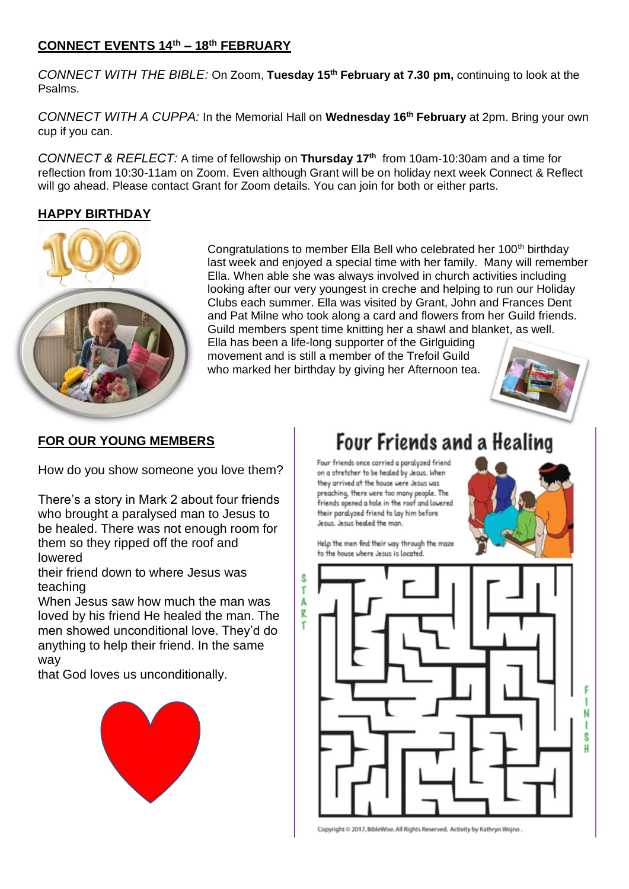## CONNECT EVENTS 14th – 18th FEBRUARY

*CONNECT WITH THE BIBLE:* On Zoom, **Tuesday 15th February at 7.30 pm,** continuing to look at the Psalms.

*CONNECT WITH A CUPPA:* In the Memorial Hall on **Wednesday 16th February** at 2pm. Bring your own cup if you can.

*CONNECT & REFLECT:* A time of fellowship on **Thursday 17th** from 10am-10:30am and a time for reflection from 10:30-11am on Zoom. Even although Grant will be on holiday next week Connect & Reflect will go ahead. Please contact Grant for Zoom details. You can join for both or either parts.

## HAPPY BIRTHDAY

Congratulations to member Ella Bell who celebrated her 100th birthday last week and enjoyed a special time with her family. Many will remember Ella. When able she was always involved in church activities including looking after our very youngest in creche and helping to run our Holiday Clubs each summer. Ella was visited by Grant, John and Frances Dent and Pat Milne who took along a card and flowers from her Guild friends. Guild members spent time knitting her a shawl and blanket, as well. Ella has been a life-long supporter of the Girlguiding movement and is still a member of the Trefoil Guild who marked her birthday by giving her Afternoon tea.

## FOR OUR YOUNG MEMBERS

How do you show someone you love them?

There's a story in Mark 2 about four friends who brought a paralysed man to Jesus to be healed. There was not enough room for them so they ripped off the roof and lowered
their friend down to where Jesus was teaching
When Jesus saw how much the man was loved by his friend He healed the man. The men showed unconditional love. They'd do anything to help their friend. In the same way
that God loves us unconditionally.

# Four Friends and a Healing

Four friends once carried a paralyzed friend on a stretcher to be healed by Jesus. When they arrived at the house were Jesus was preaching, there were too many people. The friends opened a hole in the roof and lowered their paralyzed friend to lay him before Jesus. Jesus healed the man.

Help the men find their way through the maze to the house where Jesus is located.

START

FINISH

Copyright © 2017, BibleWise. All Rights Reserved. Activity by Kathryn Wojno.